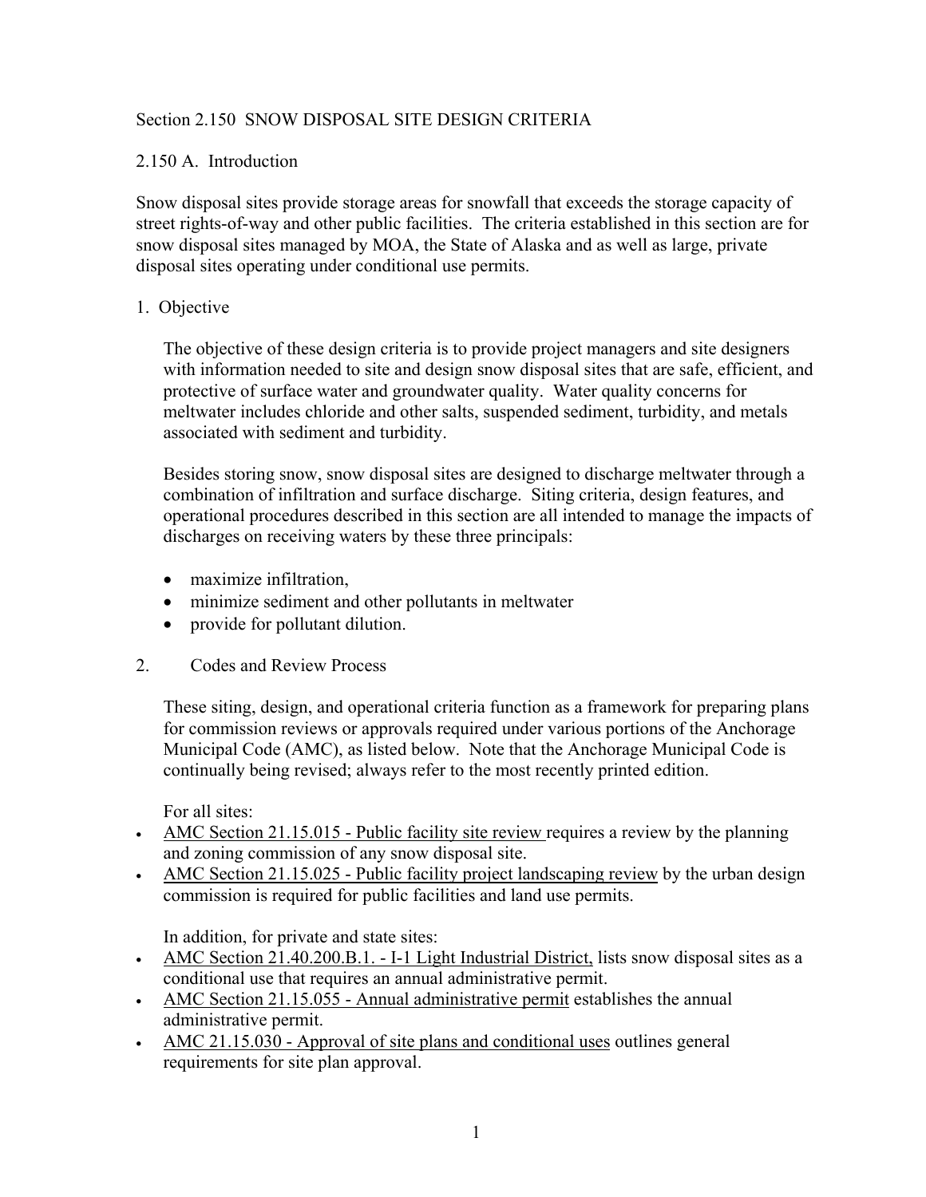# Section 2.150 SNOW DISPOSAL SITE DESIGN CRITERIA

## 2.150 A. Introduction

Snow disposal sites provide storage areas for snowfall that exceeds the storage capacity of street rights-of-way and other public facilities. The criteria established in this section are for snow disposal sites managed by MOA, the State of Alaska and as well as large, private disposal sites operating under conditional use permits.

### 1. Objective

The objective of these design criteria is to provide project managers and site designers with information needed to site and design snow disposal sites that are safe, efficient, and protective of surface water and groundwater quality. Water quality concerns for meltwater includes chloride and other salts, suspended sediment, turbidity, and metals associated with sediment and turbidity.

Besides storing snow, snow disposal sites are designed to discharge meltwater through a combination of infiltration and surface discharge. Siting criteria, design features, and operational procedures described in this section are all intended to manage the impacts of discharges on receiving waters by these three principals:

- maximize infiltration,
- minimize sediment and other pollutants in meltwater
- provide for pollutant dilution.

### 2. Codes and Review Process

These siting, design, and operational criteria function as a framework for preparing plans for commission reviews or approvals required under various portions of the Anchorage Municipal Code (AMC), as listed below. Note that the Anchorage Municipal Code is continually being revised; always refer to the most recently printed edition.

For all sites:

- AMC Section 21.15.015 - Public facility site review requires a review by the planning and zoning commission of any snow disposal site.
- AMC Section 21.15.025 - Public facility project landscaping review by the urban design commission is required for public facilities and land use permits.

In addition, for private and state sites:

- AMC Section 21.40.200.B.1. - I-1 Light Industrial District, lists snow disposal sites as a conditional use that requires an annual administrative permit.
- AMC Section 21.15.055 - Annual administrative permit establishes the annual administrative permit.
- AMC 21.15.030 - Approval of site plans and conditional uses outlines general requirements for site plan approval.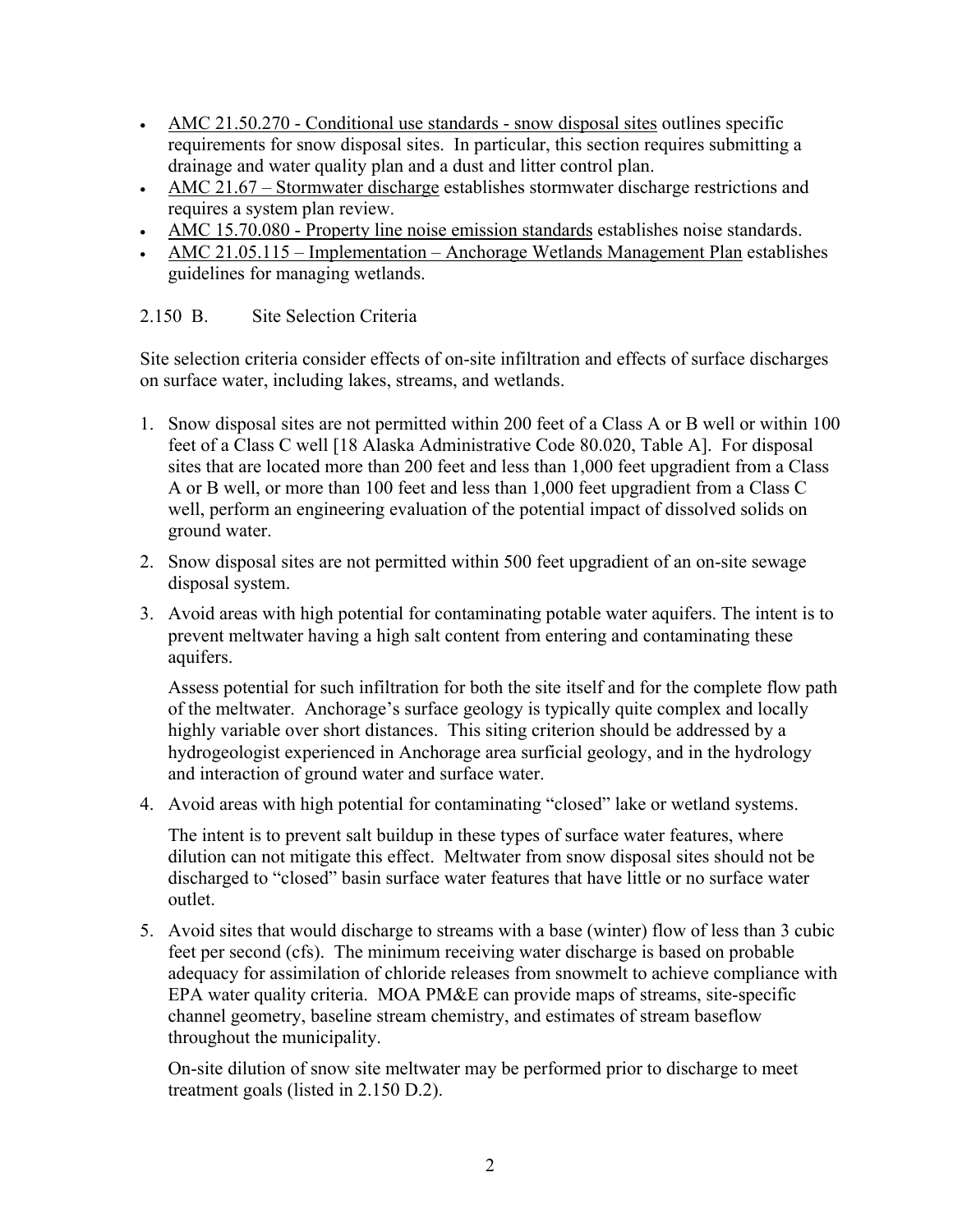- AMC 21.50.270 - Conditional use standards - snow disposal sites outlines specific requirements for snow disposal sites. In particular, this section requires submitting a drainage and water quality plan and a dust and litter control plan.
- AMC 21.67 – Stormwater discharge establishes stormwater discharge restrictions and requires a system plan review.
- AMC 15.70.080 - Property line noise emission standards establishes noise standards.
- AMC 21.05.115 – Implementation – Anchorage Wetlands Management Plan establishes guidelines for managing wetlands.

2.150 B. Site Selection Criteria

Site selection criteria consider effects of on-site infiltration and effects of surface discharges on surface water, including lakes, streams, and wetlands.

1. Snow disposal sites are not permitted within 200 feet of a Class A or B well or within 100 feet of a Class C well [18 Alaska Administrative Code 80.020, Table A]. For disposal sites that are located more than 200 feet and less than 1,000 feet upgradient from a Class A or B well, or more than 100 feet and less than 1,000 feet upgradient from a Class C well, perform an engineering evaluation of the potential impact of dissolved solids on ground water.
2. Snow disposal sites are not permitted within 500 feet upgradient of an on-site sewage disposal system.
3. Avoid areas with high potential for contaminating potable water aquifers. The intent is to prevent meltwater having a high salt content from entering and contaminating these aquifers.

   Assess potential for such infiltration for both the site itself and for the complete flow path of the meltwater. Anchorage's surface geology is typically quite complex and locally highly variable over short distances. This siting criterion should be addressed by a hydrogeologist experienced in Anchorage area surficial geology, and in the hydrology and interaction of ground water and surface water.
4. Avoid areas with high potential for contaminating "closed" lake or wetland systems.

   The intent is to prevent salt buildup in these types of surface water features, where dilution can not mitigate this effect. Meltwater from snow disposal sites should not be discharged to "closed" basin surface water features that have little or no surface water outlet.
5. Avoid sites that would discharge to streams with a base (winter) flow of less than 3 cubic feet per second (cfs). The minimum receiving water discharge is based on probable adequacy for assimilation of chloride releases from snowmelt to achieve compliance with EPA water quality criteria. MOA PM&E can provide maps of streams, site-specific channel geometry, baseline stream chemistry, and estimates of stream baseflow throughout the municipality.

   On-site dilution of snow site meltwater may be performed prior to discharge to meet treatment goals (listed in 2.150 D.2).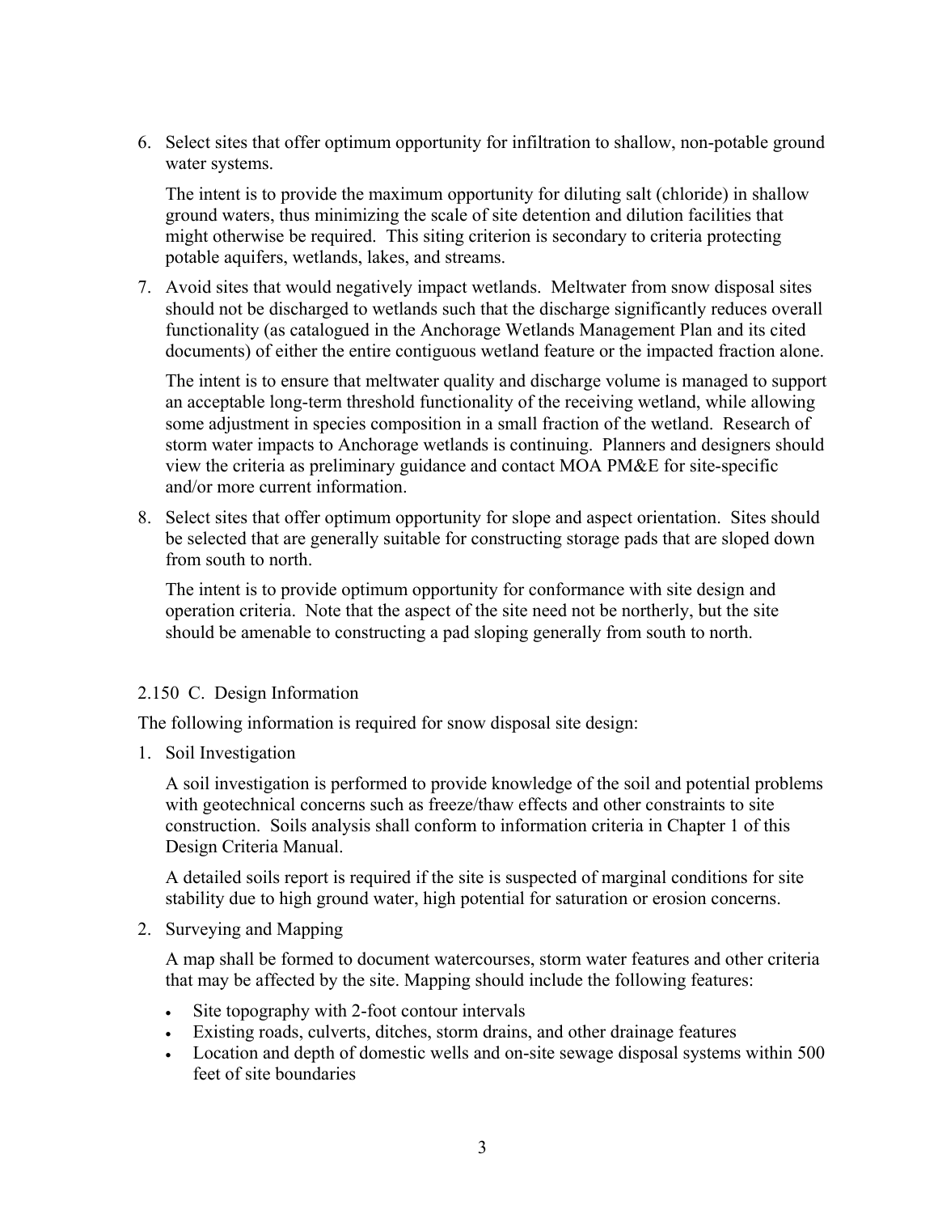6. Select sites that offer optimum opportunity for infiltration to shallow, non-potable ground water systems.

   The intent is to provide the maximum opportunity for diluting salt (chloride) in shallow ground waters, thus minimizing the scale of site detention and dilution facilities that might otherwise be required. This siting criterion is secondary to criteria protecting potable aquifers, wetlands, lakes, and streams.

7. Avoid sites that would negatively impact wetlands. Meltwater from snow disposal sites should not be discharged to wetlands such that the discharge significantly reduces overall functionality (as catalogued in the Anchorage Wetlands Management Plan and its cited documents) of either the entire contiguous wetland feature or the impacted fraction alone.

   The intent is to ensure that meltwater quality and discharge volume is managed to support an acceptable long-term threshold functionality of the receiving wetland, while allowing some adjustment in species composition in a small fraction of the wetland. Research of storm water impacts to Anchorage wetlands is continuing. Planners and designers should view the criteria as preliminary guidance and contact MOA PM&E for site-specific and/or more current information.

8. Select sites that offer optimum opportunity for slope and aspect orientation. Sites should be selected that are generally suitable for constructing storage pads that are sloped down from south to north.

   The intent is to provide optimum opportunity for conformance with site design and operation criteria. Note that the aspect of the site need not be northerly, but the site should be amenable to constructing a pad sloping generally from south to north.

## 2.150 C. Design Information

The following information is required for snow disposal site design:

1. Soil Investigation

   A soil investigation is performed to provide knowledge of the soil and potential problems with geotechnical concerns such as freeze/thaw effects and other constraints to site construction. Soils analysis shall conform to information criteria in Chapter 1 of this Design Criteria Manual.

   A detailed soils report is required if the site is suspected of marginal conditions for site stability due to high ground water, high potential for saturation or erosion concerns.

2. Surveying and Mapping

   A map shall be formed to document watercourses, storm water features and other criteria that may be affected by the site. Mapping should include the following features:

   - Site topography with 2-foot contour intervals
   - Existing roads, culverts, ditches, storm drains, and other drainage features
   - Location and depth of domestic wells and on-site sewage disposal systems within 500 feet of site boundaries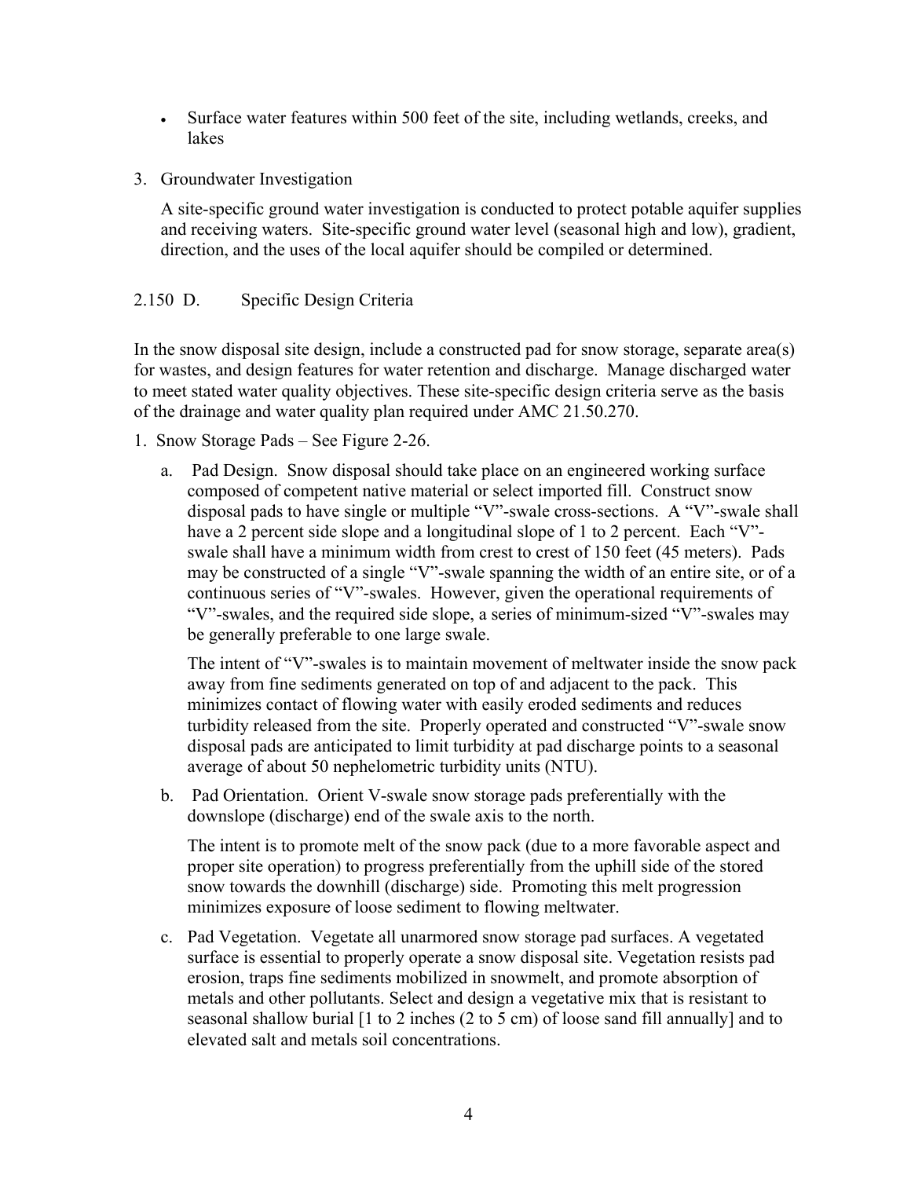- Surface water features within 500 feet of the site, including wetlands, creeks, and lakes

3. Groundwater Investigation

   A site-specific ground water investigation is conducted to protect potable aquifer supplies and receiving waters. Site-specific ground water level (seasonal high and low), gradient, direction, and the uses of the local aquifer should be compiled or determined.

## 2.150 D. Specific Design Criteria

In the snow disposal site design, include a constructed pad for snow storage, separate area(s) for wastes, and design features for water retention and discharge. Manage discharged water to meet stated water quality objectives. These site-specific design criteria serve as the basis of the drainage and water quality plan required under AMC 21.50.270.

1. Snow Storage Pads – See Figure 2-26.

   a. Pad Design. Snow disposal should take place on an engineered working surface composed of competent native material or select imported fill. Construct snow disposal pads to have single or multiple "V"-swale cross-sections. A "V"-swale shall have a 2 percent side slope and a longitudinal slope of 1 to 2 percent. Each "V"-swale shall have a minimum width from crest to crest of 150 feet (45 meters). Pads may be constructed of a single "V"-swale spanning the width of an entire site, or of a continuous series of "V"-swales. However, given the operational requirements of "V"-swales, and the required side slope, a series of minimum-sized "V"-swales may be generally preferable to one large swale.

      The intent of "V"-swales is to maintain movement of meltwater inside the snow pack away from fine sediments generated on top of and adjacent to the pack. This minimizes contact of flowing water with easily eroded sediments and reduces turbidity released from the site. Properly operated and constructed "V"-swale snow disposal pads are anticipated to limit turbidity at pad discharge points to a seasonal average of about 50 nephelometric turbidity units (NTU).

   b. Pad Orientation. Orient V-swale snow storage pads preferentially with the downslope (discharge) end of the swale axis to the north.

      The intent is to promote melt of the snow pack (due to a more favorable aspect and proper site operation) to progress preferentially from the uphill side of the stored snow towards the downhill (discharge) side. Promoting this melt progression minimizes exposure of loose sediment to flowing meltwater.

   c. Pad Vegetation. Vegetate all unarmored snow storage pad surfaces. A vegetated surface is essential to properly operate a snow disposal site. Vegetation resists pad erosion, traps fine sediments mobilized in snowmelt, and promote absorption of metals and other pollutants. Select and design a vegetative mix that is resistant to seasonal shallow burial [1 to 2 inches (2 to 5 cm) of loose sand fill annually] and to elevated salt and metals soil concentrations.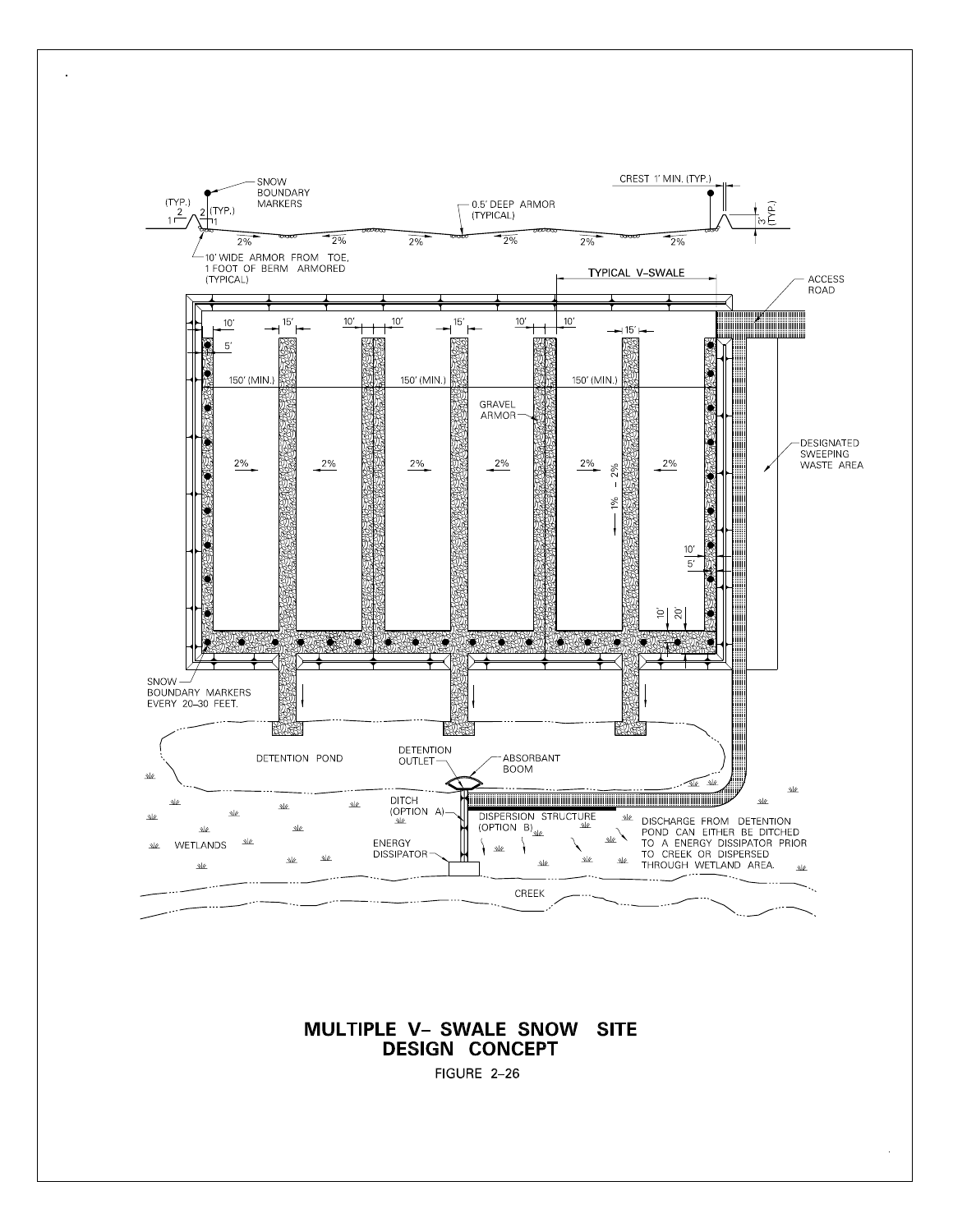# MULTIPLE V– SWALE SNOW SITE DESIGN CONCEPT

FIGURE 2–26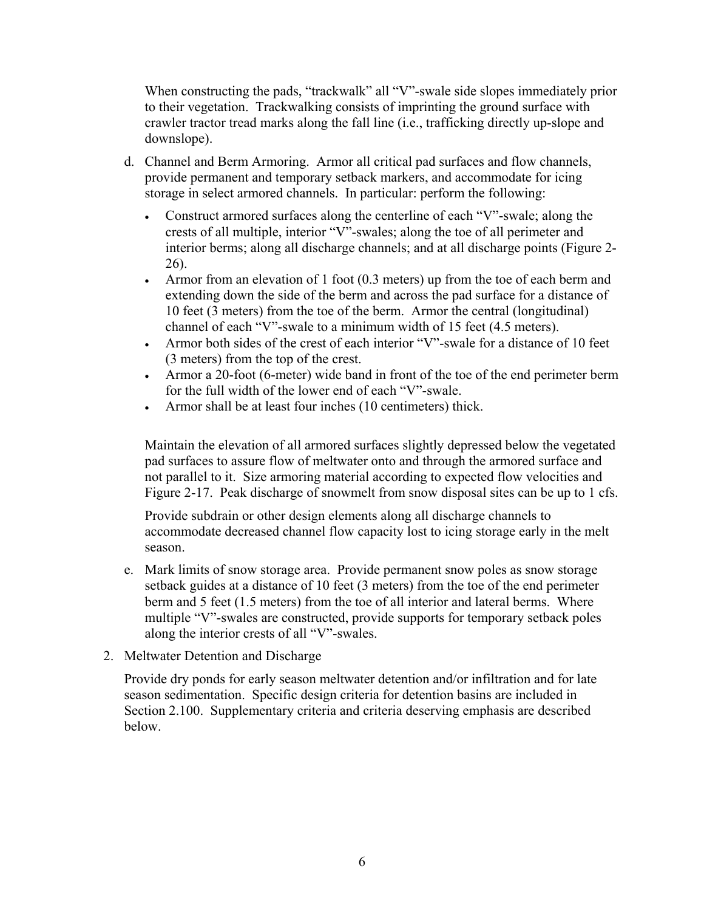When constructing the pads, "trackwalk" all "V"-swale side slopes immediately prior to their vegetation. Trackwalking consists of imprinting the ground surface with crawler tractor tread marks along the fall line (i.e., trafficking directly up-slope and downslope).

d. Channel and Berm Armoring. Armor all critical pad surfaces and flow channels, provide permanent and temporary setback markers, and accommodate for icing storage in select armored channels. In particular: perform the following:

   - Construct armored surfaces along the centerline of each "V"-swale; along the crests of all multiple, interior "V"-swales; along the toe of all perimeter and interior berms; along all discharge channels; and at all discharge points (Figure 2-26).
   - Armor from an elevation of 1 foot (0.3 meters) up from the toe of each berm and extending down the side of the berm and across the pad surface for a distance of 10 feet (3 meters) from the toe of the berm. Armor the central (longitudinal) channel of each "V"-swale to a minimum width of 15 feet (4.5 meters).
   - Armor both sides of the crest of each interior "V"-swale for a distance of 10 feet (3 meters) from the top of the crest.
   - Armor a 20-foot (6-meter) wide band in front of the toe of the end perimeter berm for the full width of the lower end of each "V"-swale.
   - Armor shall be at least four inches (10 centimeters) thick.

   Maintain the elevation of all armored surfaces slightly depressed below the vegetated pad surfaces to assure flow of meltwater onto and through the armored surface and not parallel to it. Size armoring material according to expected flow velocities and Figure 2-17. Peak discharge of snowmelt from snow disposal sites can be up to 1 cfs.

   Provide subdrain or other design elements along all discharge channels to accommodate decreased channel flow capacity lost to icing storage early in the melt season.

e. Mark limits of snow storage area. Provide permanent snow poles as snow storage setback guides at a distance of 10 feet (3 meters) from the toe of the end perimeter berm and 5 feet (1.5 meters) from the toe of all interior and lateral berms. Where multiple "V"-swales are constructed, provide supports for temporary setback poles along the interior crests of all "V"-swales.

2. Meltwater Detention and Discharge

   Provide dry ponds for early season meltwater detention and/or infiltration and for late season sedimentation. Specific design criteria for detention basins are included in Section 2.100. Supplementary criteria and criteria deserving emphasis are described below.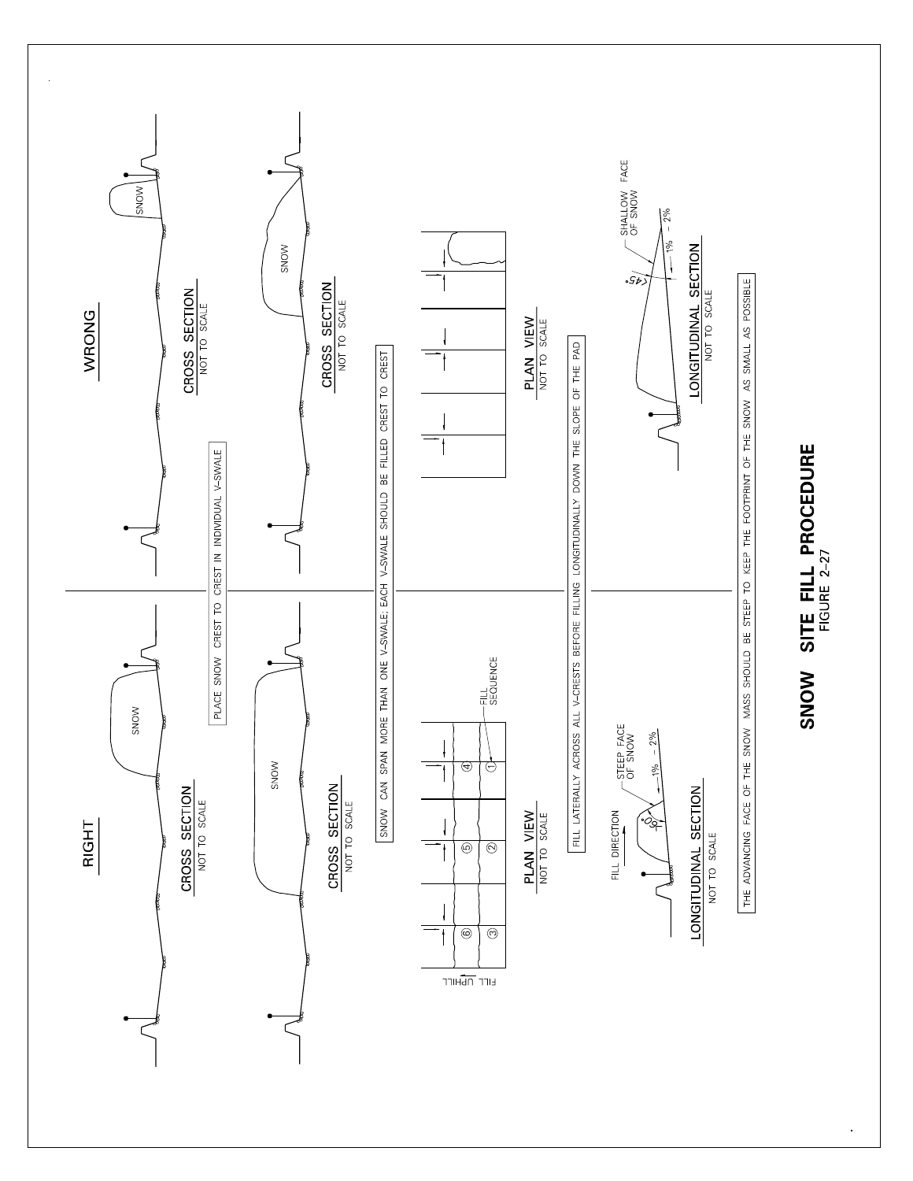# SNOW SITE FILL PROCEDURE

FIGURE 2-27

## RIGHT

CROSS SECTION
NOT TO SCALE

SNOW

PLACE SNOW CREST TO CREST IN INDIVIDUAL V-SWALE

CROSS SECTION
NOT TO SCALE

SNOW

SNOW CAN SPAN MORE THAN ONE V-SWALE; EACH V-SWALE SHOULD BE FILLED CREST TO CREST

PLAN VIEW
NOT TO SCALE

FILL UPHILL

FILL SEQUENCE

① ② ③ ④ ⑤ ⑥

FILL LATERALLY ACROSS ALL V-CRESTS BEFORE FILLING LONGITUDINALLY DOWN THE SLOPE OF THE PAD

LONGITUDINAL SECTION
NOT TO SCALE

FILL DIRECTION

STEEP FACE OF SNOW

60°

1% - 2%

## WRONG

CROSS SECTION
NOT TO SCALE

SNOW

CROSS SECTION
NOT TO SCALE

SNOW

PLAN VIEW
NOT TO SCALE

LONGITUDINAL SECTION
NOT TO SCALE

SHALLOW FACE OF SNOW

<45°

1% - 2%

THE ADVANCING FACE OF THE SNOW MASS SHOULD BE STEEP TO KEEP THE FOOTPRINT OF THE SNOW AS SMALL AS POSSIBLE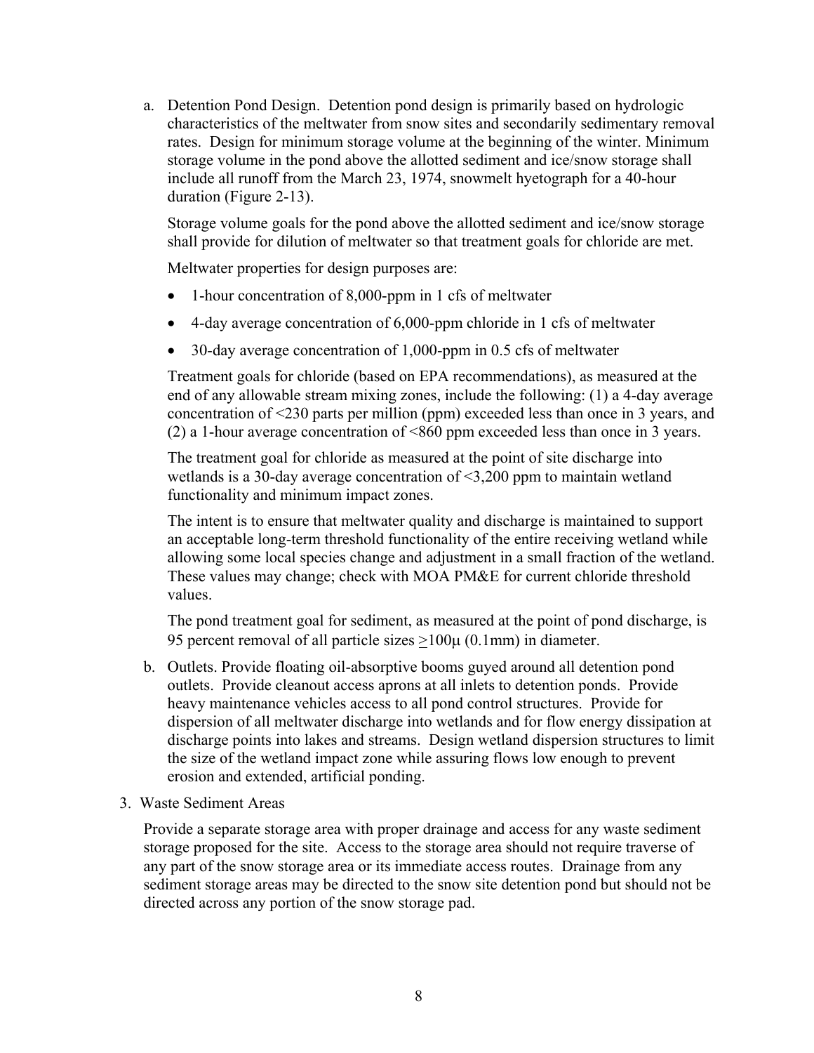a. Detention Pond Design. Detention pond design is primarily based on hydrologic characteristics of the meltwater from snow sites and secondarily sedimentary removal rates. Design for minimum storage volume at the beginning of the winter. Minimum storage volume in the pond above the allotted sediment and ice/snow storage shall include all runoff from the March 23, 1974, snowmelt hyetograph for a 40-hour duration (Figure 2-13).

   Storage volume goals for the pond above the allotted sediment and ice/snow storage shall provide for dilution of meltwater so that treatment goals for chloride are met.

   Meltwater properties for design purposes are:

   - 1-hour concentration of 8,000-ppm in 1 cfs of meltwater
   - 4-day average concentration of 6,000-ppm chloride in 1 cfs of meltwater
   - 30-day average concentration of 1,000-ppm in 0.5 cfs of meltwater

   Treatment goals for chloride (based on EPA recommendations), as measured at the end of any allowable stream mixing zones, include the following: (1) a 4-day average concentration of <230 parts per million (ppm) exceeded less than once in 3 years, and (2) a 1-hour average concentration of <860 ppm exceeded less than once in 3 years.

   The treatment goal for chloride as measured at the point of site discharge into wetlands is a 30-day average concentration of <3,200 ppm to maintain wetland functionality and minimum impact zones.

   The intent is to ensure that meltwater quality and discharge is maintained to support an acceptable long-term threshold functionality of the entire receiving wetland while allowing some local species change and adjustment in a small fraction of the wetland. These values may change; check with MOA PM&E for current chloride threshold values.

   The pond treatment goal for sediment, as measured at the point of pond discharge, is 95 percent removal of all particle sizes $\geq$100μ (0.1mm) in diameter.

b. Outlets. Provide floating oil-absorptive booms guyed around all detention pond outlets. Provide cleanout access aprons at all inlets to detention ponds. Provide heavy maintenance vehicles access to all pond control structures. Provide for dispersion of all meltwater discharge into wetlands and for flow energy dissipation at discharge points into lakes and streams. Design wetland dispersion structures to limit the size of the wetland impact zone while assuring flows low enough to prevent erosion and extended, artificial ponding.

3. Waste Sediment Areas

   Provide a separate storage area with proper drainage and access for any waste sediment storage proposed for the site. Access to the storage area should not require traverse of any part of the snow storage area or its immediate access routes. Drainage from any sediment storage areas may be directed to the snow site detention pond but should not be directed across any portion of the snow storage pad.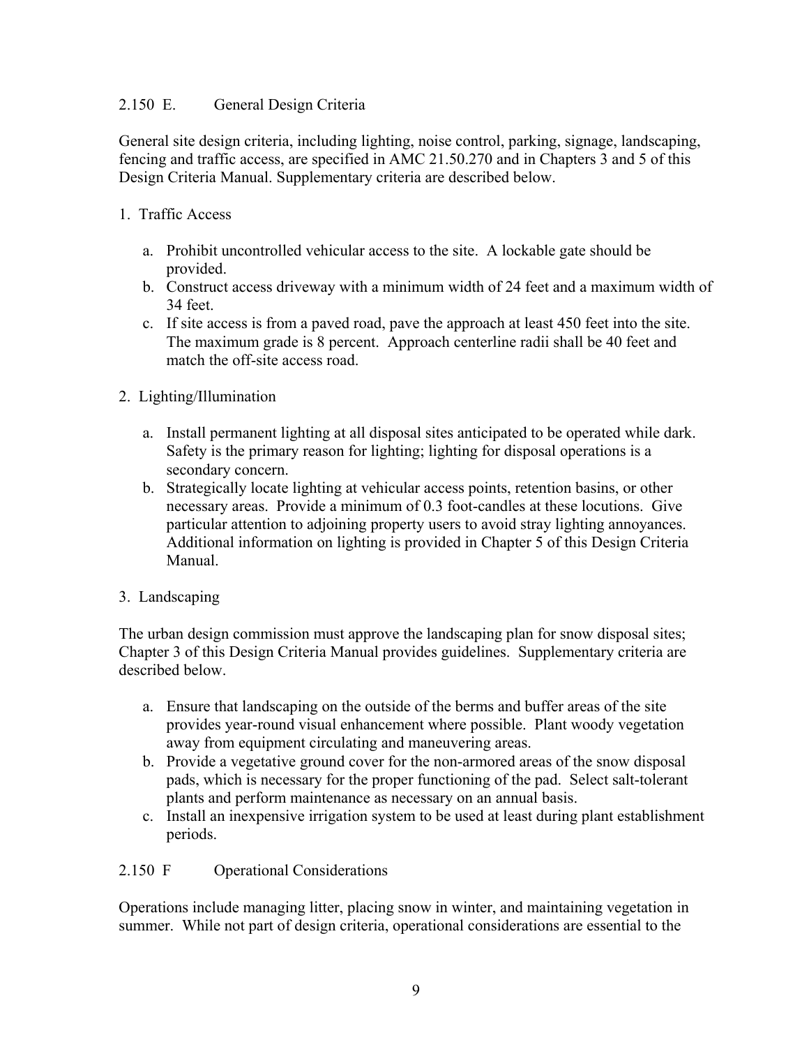## 2.150 E. General Design Criteria

General site design criteria, including lighting, noise control, parking, signage, landscaping, fencing and traffic access, are specified in AMC 21.50.270 and in Chapters 3 and 5 of this Design Criteria Manual. Supplementary criteria are described below.

1. Traffic Access

    a. Prohibit uncontrolled vehicular access to the site. A lockable gate should be provided.
    b. Construct access driveway with a minimum width of 24 feet and a maximum width of 34 feet.
    c. If site access is from a paved road, pave the approach at least 450 feet into the site. The maximum grade is 8 percent. Approach centerline radii shall be 40 feet and match the off-site access road.

2. Lighting/Illumination

    a. Install permanent lighting at all disposal sites anticipated to be operated while dark. Safety is the primary reason for lighting; lighting for disposal operations is a secondary concern.
    b. Strategically locate lighting at vehicular access points, retention basins, or other necessary areas. Provide a minimum of 0.3 foot-candles at these locutions. Give particular attention to adjoining property users to avoid stray lighting annoyances. Additional information on lighting is provided in Chapter 5 of this Design Criteria Manual.

3. Landscaping

The urban design commission must approve the landscaping plan for snow disposal sites; Chapter 3 of this Design Criteria Manual provides guidelines. Supplementary criteria are described below.

    a. Ensure that landscaping on the outside of the berms and buffer areas of the site provides year-round visual enhancement where possible. Plant woody vegetation away from equipment circulating and maneuvering areas.
    b. Provide a vegetative ground cover for the non-armored areas of the snow disposal pads, which is necessary for the proper functioning of the pad. Select salt-tolerant plants and perform maintenance as necessary on an annual basis.
    c. Install an inexpensive irrigation system to be used at least during plant establishment periods.

## 2.150 F Operational Considerations

Operations include managing litter, placing snow in winter, and maintaining vegetation in summer. While not part of design criteria, operational considerations are essential to the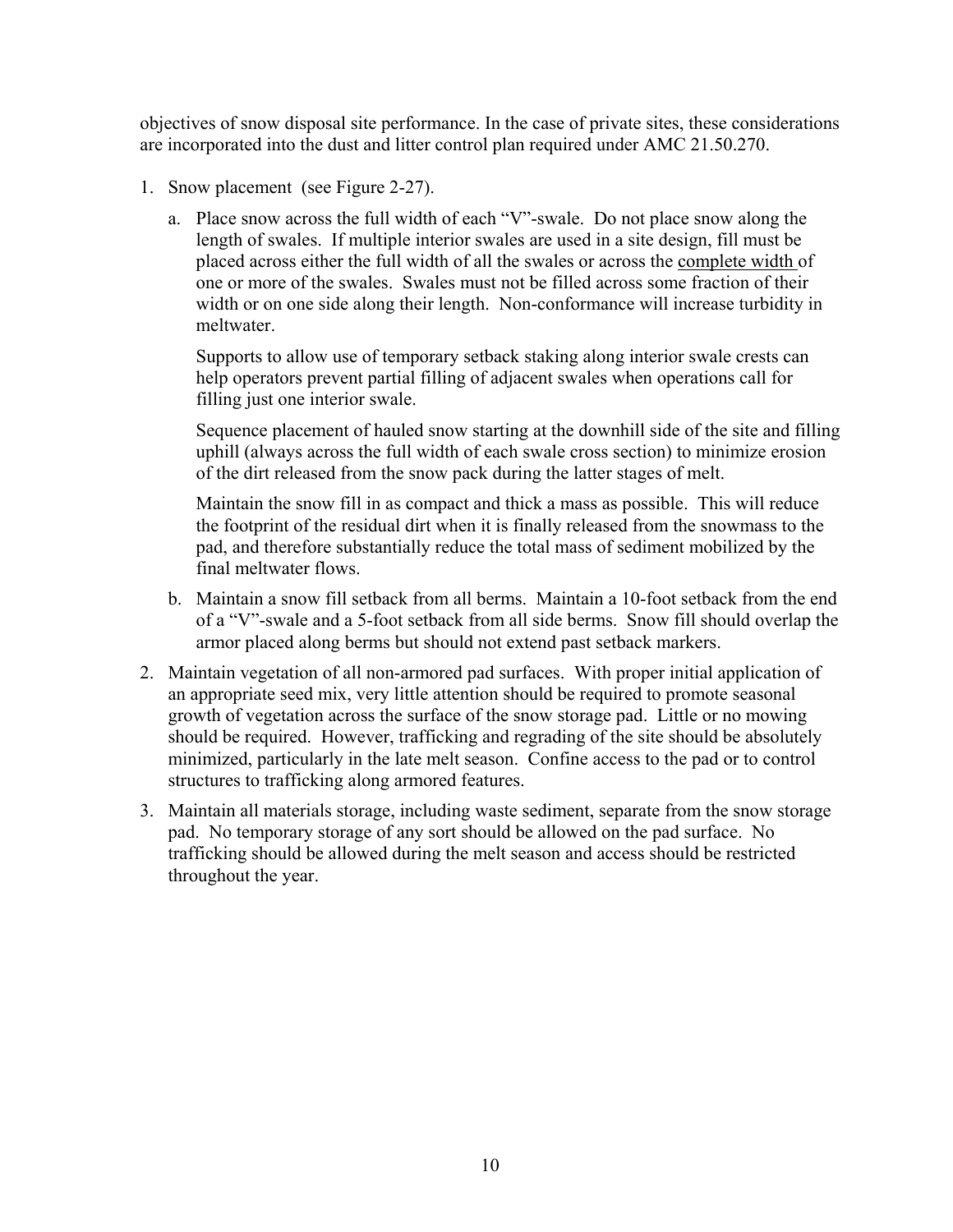objectives of snow disposal site performance. In the case of private sites, these considerations are incorporated into the dust and litter control plan required under AMC 21.50.270.

1. Snow placement (see Figure 2-27).

   a. Place snow across the full width of each "V"-swale. Do not place snow along the length of swales. If multiple interior swales are used in a site design, fill must be placed across either the full width of all the swales or across the <u>complete width</u> of one or more of the swales. Swales must not be filled across some fraction of their width or on one side along their length. Non-conformance will increase turbidity in meltwater.

      Supports to allow use of temporary setback staking along interior swale crests can help operators prevent partial filling of adjacent swales when operations call for filling just one interior swale.

      Sequence placement of hauled snow starting at the downhill side of the site and filling uphill (always across the full width of each swale cross section) to minimize erosion of the dirt released from the snow pack during the latter stages of melt.

      Maintain the snow fill in as compact and thick a mass as possible. This will reduce the footprint of the residual dirt when it is finally released from the snowmass to the pad, and therefore substantially reduce the total mass of sediment mobilized by the final meltwater flows.

   b. Maintain a snow fill setback from all berms. Maintain a 10-foot setback from the end of a "V"-swale and a 5-foot setback from all side berms. Snow fill should overlap the armor placed along berms but should not extend past setback markers.

2. Maintain vegetation of all non-armored pad surfaces. With proper initial application of an appropriate seed mix, very little attention should be required to promote seasonal growth of vegetation across the surface of the snow storage pad. Little or no mowing should be required. However, trafficking and regrading of the site should be absolutely minimized, particularly in the late melt season. Confine access to the pad or to control structures to trafficking along armored features.

3. Maintain all materials storage, including waste sediment, separate from the snow storage pad. No temporary storage of any sort should be allowed on the pad surface. No trafficking should be allowed during the melt season and access should be restricted throughout the year.